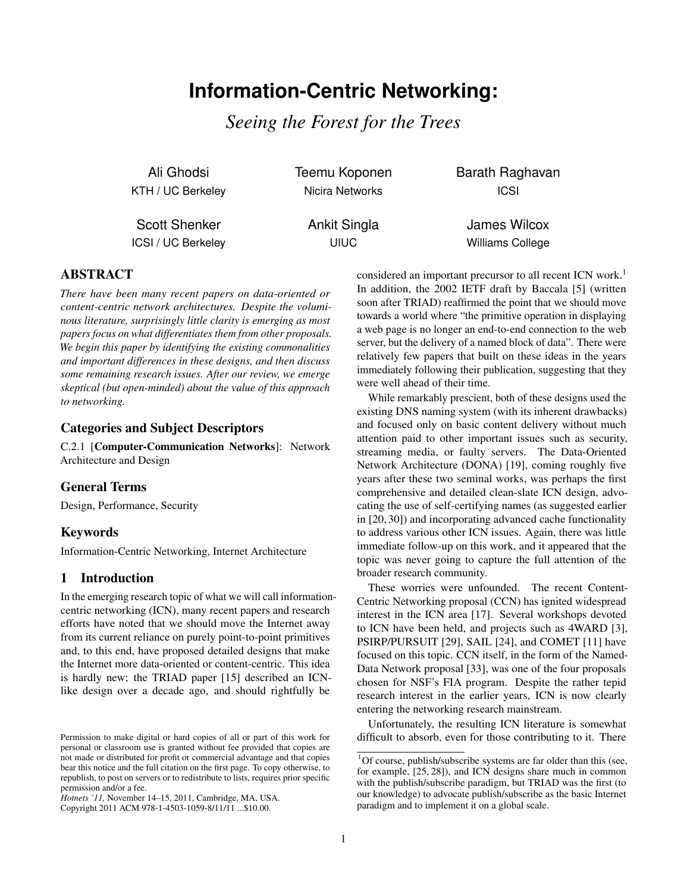# Information-Centric Networking:

## *Seeing the Forest for the Trees*

Ali Ghodsi — KTH / UC Berkeley

Teemu Koponen — Nicira Networks

Barath Raghavan — ICSI

Scott Shenker — ICSI / UC Berkeley

Ankit Singla — UIUC

James Wilcox — Williams College

## ABSTRACT

*There have been many recent papers on data-oriented or content-centric network architectures. Despite the voluminous literature, surprisingly little clarity is emerging as most papers focus on what differentiates them from other proposals. We begin this paper by identifying the existing commonalities and important differences in these designs, and then discuss some remaining research issues. After our review, we emerge skeptical (but open-minded) about the value of this approach to networking.*

### Categories and Subject Descriptors

C.2.1 [**Computer-Communication Networks**]: Network Architecture and Design

### General Terms

Design, Performance, Security

### Keywords

Information-Centric Networking, Internet Architecture

## 1 Introduction

In the emerging research topic of what we will call information-centric networking (ICN), many recent papers and research efforts have noted that we should move the Internet away from its current reliance on purely point-to-point primitives and, to this end, have proposed detailed designs that make the Internet more data-oriented or content-centric. This idea is hardly new; the TRIAD paper [15] described an ICN-like design over a decade ago, and should rightfully be considered an important precursor to all recent ICN work.[1] In addition, the 2002 IETF draft by Baccala [5] (written soon after TRIAD) reaffirmed the point that we should move towards a world where "the primitive operation in displaying a web page is no longer an end-to-end connection to the web server, but the delivery of a named block of data". There were relatively few papers that built on these ideas in the years immediately following their publication, suggesting that they were well ahead of their time.

While remarkably prescient, both of these designs used the existing DNS naming system (with its inherent drawbacks) and focused only on basic content delivery without much attention paid to other important issues such as security, streaming media, or faulty servers. The Data-Oriented Network Architecture (DONA) [19], coming roughly five years after these two seminal works, was perhaps the first comprehensive and detailed clean-slate ICN design, advocating the use of self-certifying names (as suggested earlier in [20, 30]) and incorporating advanced cache functionality to address various other ICN issues. Again, there was little immediate follow-up on this work, and it appeared that the topic was never going to capture the full attention of the broader research community.

These worries were unfounded. The recent Content-Centric Networking proposal (CCN) has ignited widespread interest in the ICN area [17]. Several workshops devoted to ICN have been held, and projects such as 4WARD [3], PSIRP/PURSUIT [29], SAIL [24], and COMET [11] have focused on this topic. CCN itself, in the form of the Named-Data Network proposal [33], was one of the four proposals chosen for NSF's FIA program. Despite the rather tepid research interest in the earlier years, ICN is now clearly entering the networking research mainstream.

Unfortunately, the resulting ICN literature is somewhat difficult to absorb, even for those contributing to it. There

[1] Of course, publish/subscribe systems are far older than this (see, for example, [25, 28]), and ICN designs share much in common with the publish/subscribe paradigm, but TRIAD was the first (to our knowledge) to advocate publish/subscribe as the basic Internet paradigm and to implement it on a global scale.

Permission to make digital or hard copies of all or part of this work for personal or classroom use is granted without fee provided that copies are not made or distributed for profit or commercial advantage and that copies bear this notice and the full citation on the first page. To copy otherwise, to republish, to post on servers or to redistribute to lists, requires prior specific permission and/or a fee.
*Hotnets '11,* November 14–15, 2011, Cambridge, MA, USA.
Copyright 2011 ACM 978-1-4503-1059-8/11/11 ...$10.00.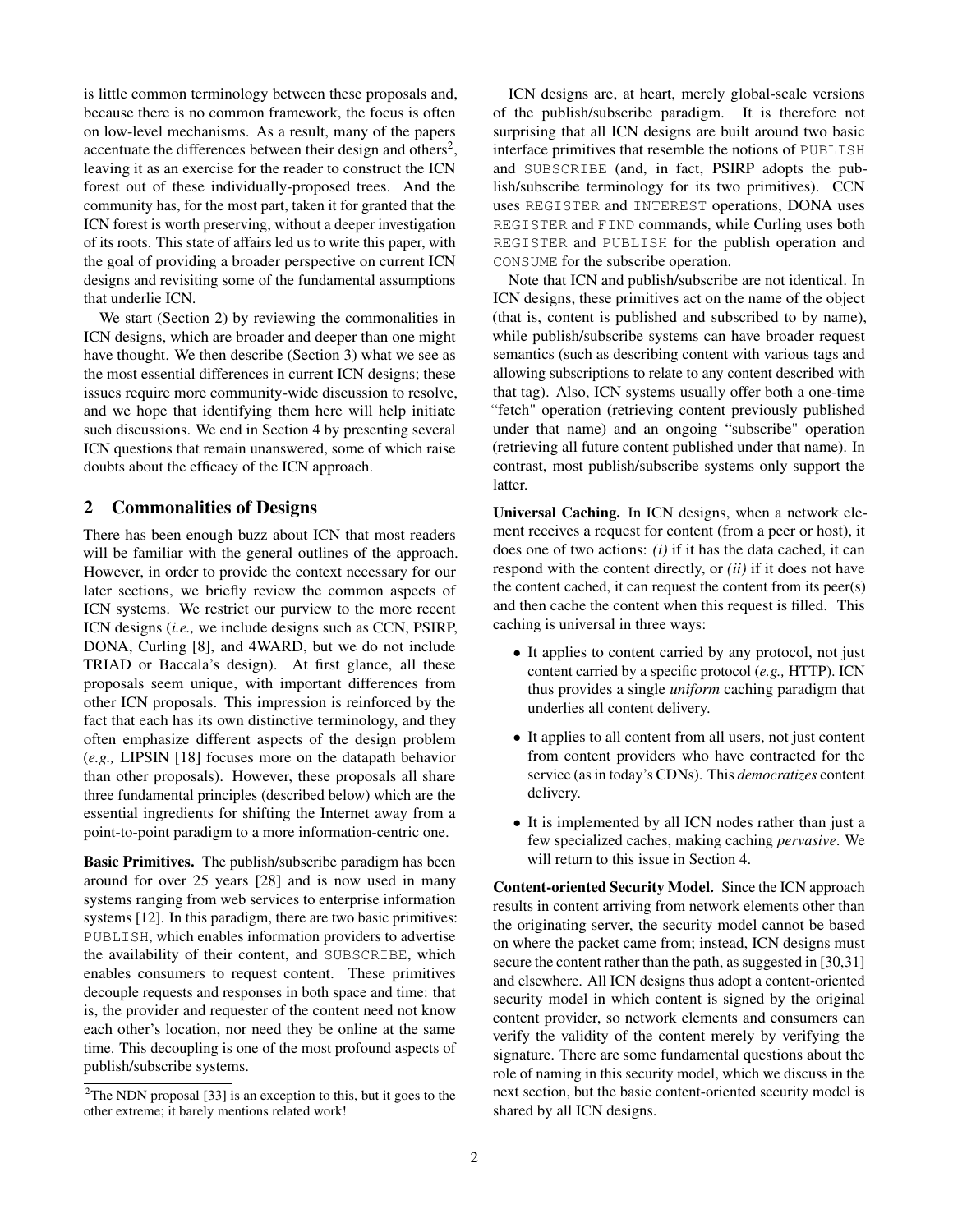is little common terminology between these proposals and, because there is no common framework, the focus is often on low-level mechanisms. As a result, many of the papers accentuate the differences between their design and others[2], leaving it as an exercise for the reader to construct the ICN forest out of these individually-proposed trees. And the community has, for the most part, taken it for granted that the ICN forest is worth preserving, without a deeper investigation of its roots. This state of affairs led us to write this paper, with the goal of providing a broader perspective on current ICN designs and revisiting some of the fundamental assumptions that underlie ICN.

We start (Section 2) by reviewing the commonalities in ICN designs, which are broader and deeper than one might have thought. We then describe (Section 3) what we see as the most essential differences in current ICN designs; these issues require more community-wide discussion to resolve, and we hope that identifying them here will help initiate such discussions. We end in Section 4 by presenting several ICN questions that remain unanswered, some of which raise doubts about the efficacy of the ICN approach.

## 2 Commonalities of Designs

There has been enough buzz about ICN that most readers will be familiar with the general outlines of the approach. However, in order to provide the context necessary for our later sections, we briefly review the common aspects of ICN systems. We restrict our purview to the more recent ICN designs (*i.e.,* we include designs such as CCN, PSIRP, DONA, Curling [8], and 4WARD, but we do not include TRIAD or Baccala's design). At first glance, all these proposals seem unique, with important differences from other ICN proposals. This impression is reinforced by the fact that each has its own distinctive terminology, and they often emphasize different aspects of the design problem (*e.g.,* LIPSIN [18] focuses more on the datapath behavior than other proposals). However, these proposals all share three fundamental principles (described below) which are the essential ingredients for shifting the Internet away from a point-to-point paradigm to a more information-centric one.

**Basic Primitives.** The publish/subscribe paradigm has been around for over 25 years [28] and is now used in many systems ranging from web services to enterprise information systems [12]. In this paradigm, there are two basic primitives: PUBLISH, which enables information providers to advertise the availability of their content, and SUBSCRIBE, which enables consumers to request content. These primitives decouple requests and responses in both space and time: that is, the provider and requester of the content need not know each other's location, nor need they be online at the same time. This decoupling is one of the most profound aspects of publish/subscribe systems.

ICN designs are, at heart, merely global-scale versions of the publish/subscribe paradigm. It is therefore not surprising that all ICN designs are built around two basic interface primitives that resemble the notions of PUBLISH and SUBSCRIBE (and, in fact, PSIRP adopts the publish/subscribe terminology for its two primitives). CCN uses REGISTER and INTEREST operations, DONA uses REGISTER and FIND commands, while Curling uses both REGISTER and PUBLISH for the publish operation and CONSUME for the subscribe operation.

Note that ICN and publish/subscribe are not identical. In ICN designs, these primitives act on the name of the object (that is, content is published and subscribed to by name), while publish/subscribe systems can have broader request semantics (such as describing content with various tags and allowing subscriptions to relate to any content described with that tag). Also, ICN systems usually offer both a one-time "fetch" operation (retrieving content previously published under that name) and an ongoing "subscribe" operation (retrieving all future content published under that name). In contrast, most publish/subscribe systems only support the latter.

**Universal Caching.** In ICN designs, when a network element receives a request for content (from a peer or host), it does one of two actions: *(i)* if it has the data cached, it can respond with the content directly, or *(ii)* if it does not have the content cached, it can request the content from its peer(s) and then cache the content when this request is filled. This caching is universal in three ways:

- It applies to content carried by any protocol, not just content carried by a specific protocol (*e.g.,* HTTP). ICN thus provides a single *uniform* caching paradigm that underlies all content delivery.
- It applies to all content from all users, not just content from content providers who have contracted for the service (as in today's CDNs). This *democratizes* content delivery.
- It is implemented by all ICN nodes rather than just a few specialized caches, making caching *pervasive*. We will return to this issue in Section 4.

**Content-oriented Security Model.** Since the ICN approach results in content arriving from network elements other than the originating server, the security model cannot be based on where the packet came from; instead, ICN designs must secure the content rather than the path, as suggested in [30,31] and elsewhere. All ICN designs thus adopt a content-oriented security model in which content is signed by the original content provider, so network elements and consumers can verify the validity of the content merely by verifying the signature. There are some fundamental questions about the role of naming in this security model, which we discuss in the next section, but the basic content-oriented security model is shared by all ICN designs.

[2] The NDN proposal [33] is an exception to this, but it goes to the other extreme; it barely mentions related work!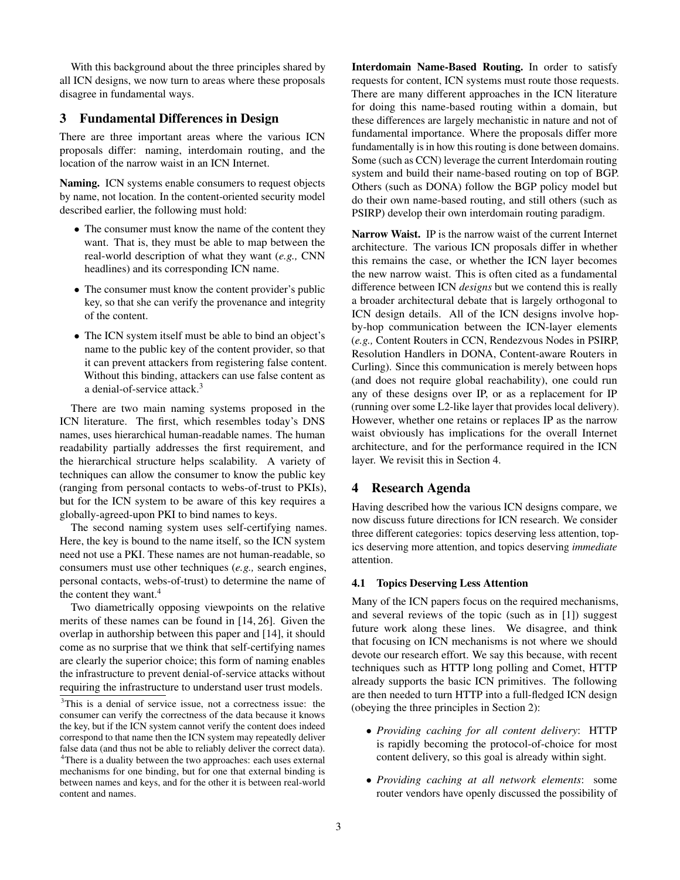With this background about the three principles shared by all ICN designs, we now turn to areas where these proposals disagree in fundamental ways.

## 3 Fundamental Differences in Design

There are three important areas where the various ICN proposals differ: naming, interdomain routing, and the location of the narrow waist in an ICN Internet.

**Naming.** ICN systems enable consumers to request objects by name, not location. In the content-oriented security model described earlier, the following must hold:

- The consumer must know the name of the content they want. That is, they must be able to map between the real-world description of what they want (*e.g.,* CNN headlines) and its corresponding ICN name.
- The consumer must know the content provider's public key, so that she can verify the provenance and integrity of the content.
- The ICN system itself must be able to bind an object's name to the public key of the content provider, so that it can prevent attackers from registering false content. Without this binding, attackers can use false content as a denial-of-service attack.[3]

There are two main naming systems proposed in the ICN literature. The first, which resembles today's DNS names, uses hierarchical human-readable names. The human readability partially addresses the first requirement, and the hierarchical structure helps scalability. A variety of techniques can allow the consumer to know the public key (ranging from personal contacts to webs-of-trust to PKIs), but for the ICN system to be aware of this key requires a globally-agreed-upon PKI to bind names to keys.

The second naming system uses self-certifying names. Here, the key is bound to the name itself, so the ICN system need not use a PKI. These names are not human-readable, so consumers must use other techniques (*e.g.,* search engines, personal contacts, webs-of-trust) to determine the name of the content they want.[4]

Two diametrically opposing viewpoints on the relative merits of these names can be found in [14, 26]. Given the overlap in authorship between this paper and [14], it should come as no surprise that we think that self-certifying names are clearly the superior choice; this form of naming enables the infrastructure to prevent denial-of-service attacks without requiring the infrastructure to understand user trust models.

[3]This is a denial of service issue, not a correctness issue: the consumer can verify the correctness of the data because it knows the key, but if the ICN system cannot verify the content does indeed correspond to that name then the ICN system may repeatedly deliver false data (and thus not be able to reliably deliver the correct data).

[4]There is a duality between the two approaches: each uses external mechanisms for one binding, but for one that external binding is between names and keys, and for the other it is between real-world content and names.

**Interdomain Name-Based Routing.** In order to satisfy requests for content, ICN systems must route those requests. There are many different approaches in the ICN literature for doing this name-based routing within a domain, but these differences are largely mechanistic in nature and not of fundamental importance. Where the proposals differ more fundamentally is in how this routing is done between domains. Some (such as CCN) leverage the current Interdomain routing system and build their name-based routing on top of BGP. Others (such as DONA) follow the BGP policy model but do their own name-based routing, and still others (such as PSIRP) develop their own interdomain routing paradigm.

**Narrow Waist.** IP is the narrow waist of the current Internet architecture. The various ICN proposals differ in whether this remains the case, or whether the ICN layer becomes the new narrow waist. This is often cited as a fundamental difference between ICN *designs* but we contend this is really a broader architectural debate that is largely orthogonal to ICN design details. All of the ICN designs involve hop-by-hop communication between the ICN-layer elements (*e.g.,* Content Routers in CCN, Rendezvous Nodes in PSIRP, Resolution Handlers in DONA, Content-aware Routers in Curling). Since this communication is merely between hops (and does not require global reachability), one could run any of these designs over IP, or as a replacement for IP (running over some L2-like layer that provides local delivery). However, whether one retains or replaces IP as the narrow waist obviously has implications for the overall Internet architecture, and for the performance required in the ICN layer. We revisit this in Section 4.

## 4 Research Agenda

Having described how the various ICN designs compare, we now discuss future directions for ICN research. We consider three different categories: topics deserving less attention, topics deserving more attention, and topics deserving *immediate* attention.

### 4.1 Topics Deserving Less Attention

Many of the ICN papers focus on the required mechanisms, and several reviews of the topic (such as in [1]) suggest future work along these lines. We disagree, and think that focusing on ICN mechanisms is not where we should devote our research effort. We say this because, with recent techniques such as HTTP long polling and Comet, HTTP already supports the basic ICN primitives. The following are then needed to turn HTTP into a full-fledged ICN design (obeying the three principles in Section 2):

- *Providing caching for all content delivery*: HTTP is rapidly becoming the protocol-of-choice for most content delivery, so this goal is already within sight.
- *Providing caching at all network elements*: some router vendors have openly discussed the possibility of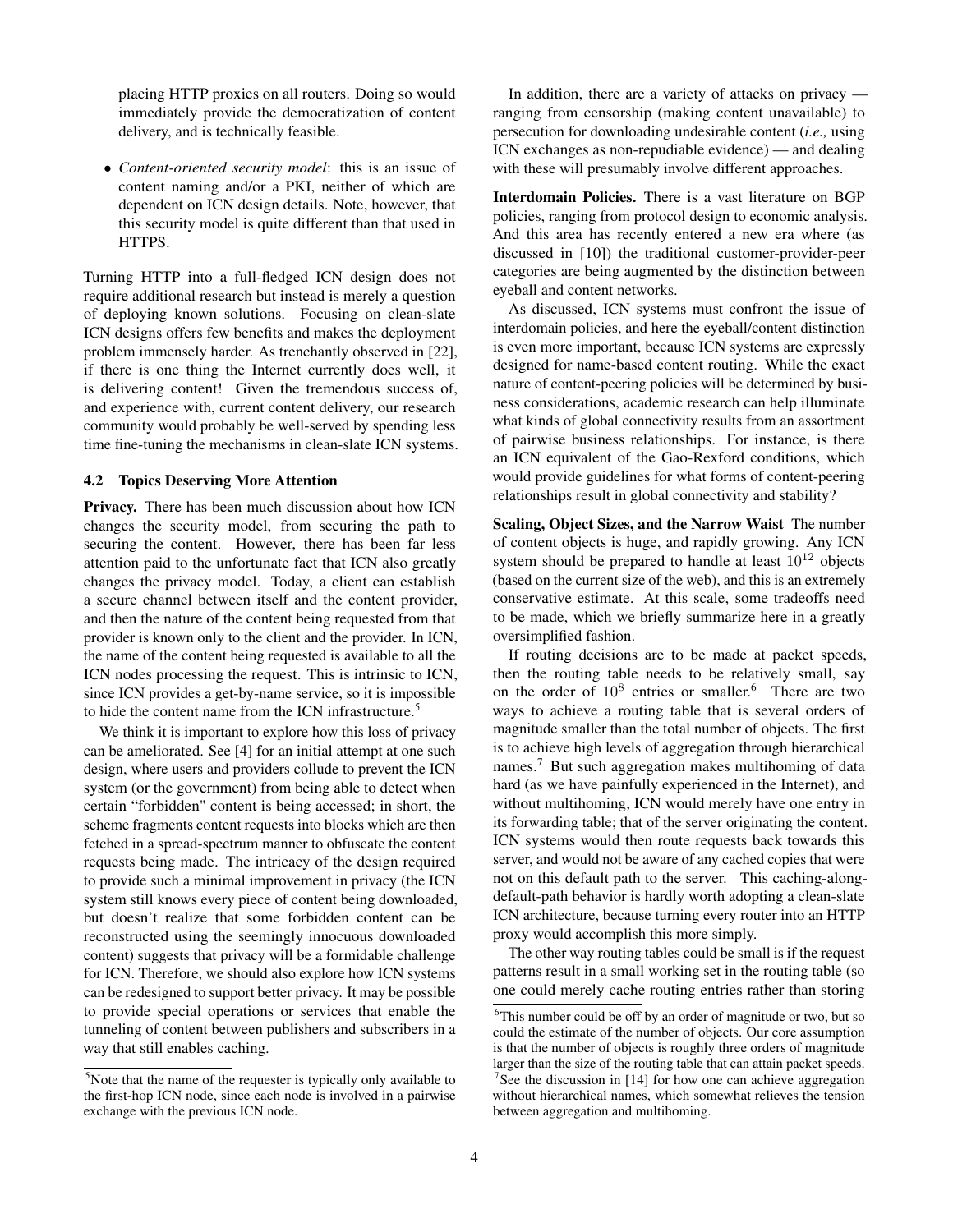placing HTTP proxies on all routers. Doing so would immediately provide the democratization of content delivery, and is technically feasible.

- *Content-oriented security model*: this is an issue of content naming and/or a PKI, neither of which are dependent on ICN design details. Note, however, that this security model is quite different than that used in HTTPS.

Turning HTTP into a full-fledged ICN design does not require additional research but instead is merely a question of deploying known solutions. Focusing on clean-slate ICN designs offers few benefits and makes the deployment problem immensely harder. As trenchantly observed in [22], if there is one thing the Internet currently does well, it is delivering content! Given the tremendous success of, and experience with, current content delivery, our research community would probably be well-served by spending less time fine-tuning the mechanisms in clean-slate ICN systems.

### 4.2 Topics Deserving More Attention

**Privacy.** There has been much discussion about how ICN changes the security model, from securing the path to securing the content. However, there has been far less attention paid to the unfortunate fact that ICN also greatly changes the privacy model. Today, a client can establish a secure channel between itself and the content provider, and then the nature of the content being requested from that provider is known only to the client and the provider. In ICN, the name of the content being requested is available to all the ICN nodes processing the request. This is intrinsic to ICN, since ICN provides a get-by-name service, so it is impossible to hide the content name from the ICN infrastructure.[5]

We think it is important to explore how this loss of privacy can be ameliorated. See [4] for an initial attempt at one such design, where users and providers collude to prevent the ICN system (or the government) from being able to detect when certain "forbidden" content is being accessed; in short, the scheme fragments content requests into blocks which are then fetched in a spread-spectrum manner to obfuscate the content requests being made. The intricacy of the design required to provide such a minimal improvement in privacy (the ICN system still knows every piece of content being downloaded, but doesn't realize that some forbidden content can be reconstructed using the seemingly innocuous downloaded content) suggests that privacy will be a formidable challenge for ICN. Therefore, we should also explore how ICN systems can be redesigned to support better privacy. It may be possible to provide special operations or services that enable the tunneling of content between publishers and subscribers in a way that still enables caching.

In addition, there are a variety of attacks on privacy — ranging from censorship (making content unavailable) to persecution for downloading undesirable content (*i.e.,* using ICN exchanges as non-repudiable evidence) — and dealing with these will presumably involve different approaches.

**Interdomain Policies.** There is a vast literature on BGP policies, ranging from protocol design to economic analysis. And this area has recently entered a new era where (as discussed in [10]) the traditional customer-provider-peer categories are being augmented by the distinction between eyeball and content networks.

As discussed, ICN systems must confront the issue of interdomain policies, and here the eyeball/content distinction is even more important, because ICN systems are expressly designed for name-based content routing. While the exact nature of content-peering policies will be determined by business considerations, academic research can help illuminate what kinds of global connectivity results from an assortment of pairwise business relationships. For instance, is there an ICN equivalent of the Gao-Rexford conditions, which would provide guidelines for what forms of content-peering relationships result in global connectivity and stability?

**Scaling, Object Sizes, and the Narrow Waist** The number of content objects is huge, and rapidly growing. Any ICN system should be prepared to handle at least $10^{12}$ objects (based on the current size of the web), and this is an extremely conservative estimate. At this scale, some tradeoffs need to be made, which we briefly summarize here in a greatly oversimplified fashion.

If routing decisions are to be made at packet speeds, then the routing table needs to be relatively small, say on the order of $10^8$ entries or smaller.[6] There are two ways to achieve a routing table that is several orders of magnitude smaller than the total number of objects. The first is to achieve high levels of aggregation through hierarchical names.[7] But such aggregation makes multihoming of data hard (as we have painfully experienced in the Internet), and without multihoming, ICN would merely have one entry in its forwarding table; that of the server originating the content. ICN systems would then route requests back towards this server, and would not be aware of any cached copies that were not on this default path to the server. This caching-along-default-path behavior is hardly worth adopting a clean-slate ICN architecture, because turning every router into an HTTP proxy would accomplish this more simply.

The other way routing tables could be small is if the request patterns result in a small working set in the routing table (so one could merely cache routing entries rather than storing

[5]Note that the name of the requester is typically only available to the first-hop ICN node, since each node is involved in a pairwise exchange with the previous ICN node.

[6]This number could be off by an order of magnitude or two, but so could the estimate of the number of objects. Our core assumption is that the number of objects is roughly three orders of magnitude larger than the size of the routing table that can attain packet speeds.

[7]See the discussion in [14] for how one can achieve aggregation without hierarchical names, which somewhat relieves the tension between aggregation and multihoming.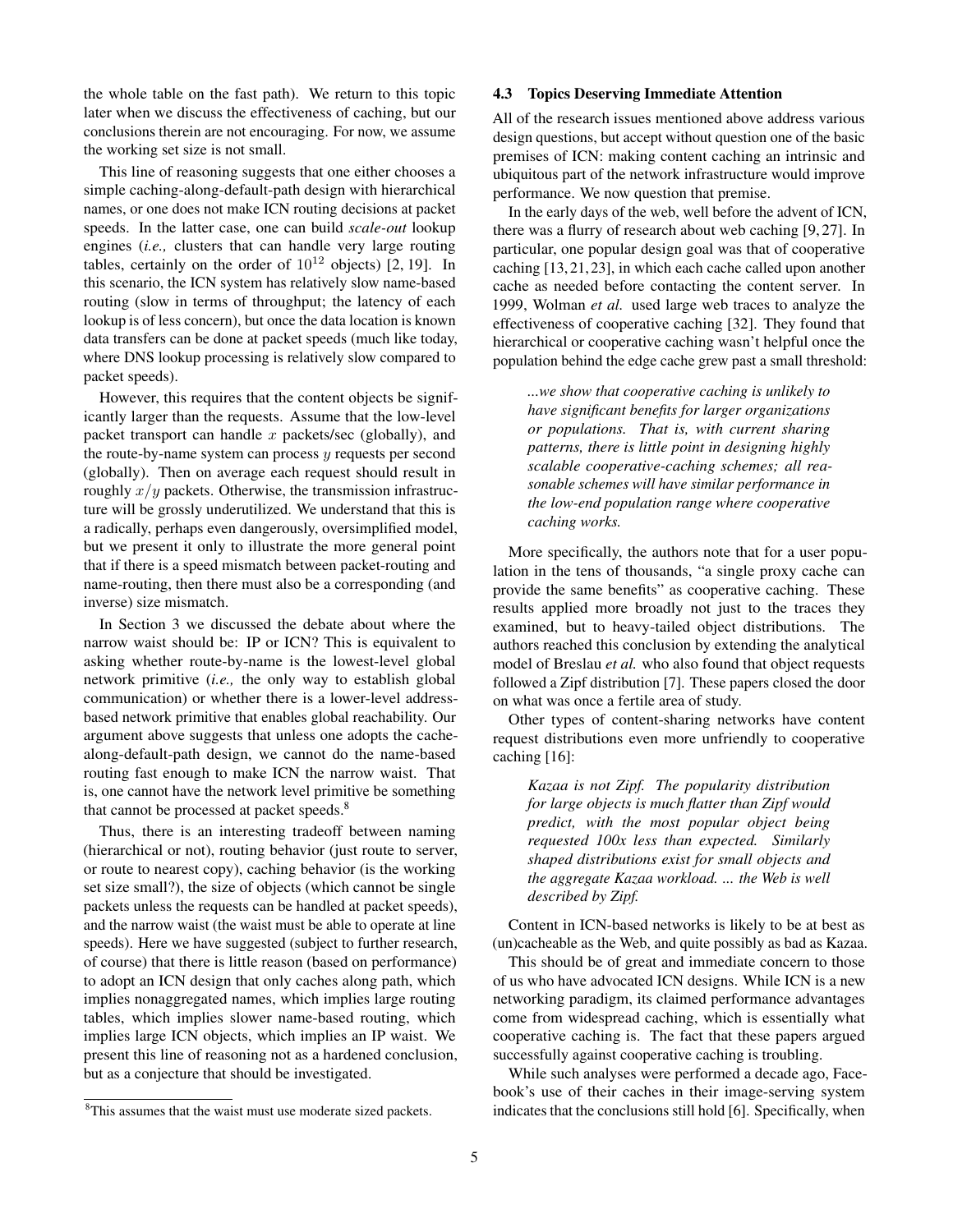the whole table on the fast path). We return to this topic later when we discuss the effectiveness of caching, but our conclusions therein are not encouraging. For now, we assume the working set size is not small.

This line of reasoning suggests that one either chooses a simple caching-along-default-path design with hierarchical names, or one does not make ICN routing decisions at packet speeds. In the latter case, one can build *scale-out* lookup engines (*i.e.,* clusters that can handle very large routing tables, certainly on the order of $10^{12}$ objects) [2, 19]. In this scenario, the ICN system has relatively slow name-based routing (slow in terms of throughput; the latency of each lookup is of less concern), but once the data location is known data transfers can be done at packet speeds (much like today, where DNS lookup processing is relatively slow compared to packet speeds).

However, this requires that the content objects be significantly larger than the requests. Assume that the low-level packet transport can handle $x$ packets/sec (globally), and the route-by-name system can process $y$ requests per second (globally). Then on average each request should result in roughly $x/y$ packets. Otherwise, the transmission infrastructure will be grossly underutilized. We understand that this is a radically, perhaps even dangerously, oversimplified model, but we present it only to illustrate the more general point that if there is a speed mismatch between packet-routing and name-routing, then there must also be a corresponding (and inverse) size mismatch.

In Section 3 we discussed the debate about where the narrow waist should be: IP or ICN? This is equivalent to asking whether route-by-name is the lowest-level global network primitive (*i.e.,* the only way to establish global communication) or whether there is a lower-level address-based network primitive that enables global reachability. Our argument above suggests that unless one adopts the cache-along-default-path design, we cannot do the name-based routing fast enough to make ICN the narrow waist. That is, one cannot have the network level primitive be something that cannot be processed at packet speeds.[8]

Thus, there is an interesting tradeoff between naming (hierarchical or not), routing behavior (just route to server, or route to nearest copy), caching behavior (is the working set size small?), the size of objects (which cannot be single packets unless the requests can be handled at packet speeds), and the narrow waist (the waist must be able to operate at line speeds). Here we have suggested (subject to further research, of course) that there is little reason (based on performance) to adopt an ICN design that only caches along path, which implies nonaggregated names, which implies large routing tables, which implies slower name-based routing, which implies large ICN objects, which implies an IP waist. We present this line of reasoning not as a hardened conclusion, but as a conjecture that should be investigated.

[8]This assumes that the waist must use moderate sized packets.

### 4.3 Topics Deserving Immediate Attention

All of the research issues mentioned above address various design questions, but accept without question one of the basic premises of ICN: making content caching an intrinsic and ubiquitous part of the network infrastructure would improve performance. We now question that premise.

In the early days of the web, well before the advent of ICN, there was a flurry of research about web caching [9, 27]. In particular, one popular design goal was that of cooperative caching [13, 21, 23], in which each cache called upon another cache as needed before contacting the content server. In 1999, Wolman *et al.* used large web traces to analyze the effectiveness of cooperative caching [32]. They found that hierarchical or cooperative caching wasn't helpful once the population behind the edge cache grew past a small threshold:

> *...we show that cooperative caching is unlikely to have significant benefits for larger organizations or populations. That is, with current sharing patterns, there is little point in designing highly scalable cooperative-caching schemes; all reasonable schemes will have similar performance in the low-end population range where cooperative caching works.*

More specifically, the authors note that for a user population in the tens of thousands, "a single proxy cache can provide the same benefits" as cooperative caching. These results applied more broadly not just to the traces they examined, but to heavy-tailed object distributions. The authors reached this conclusion by extending the analytical model of Breslau *et al.* who also found that object requests followed a Zipf distribution [7]. These papers closed the door on what was once a fertile area of study.

Other types of content-sharing networks have content request distributions even more unfriendly to cooperative caching [16]:

> *Kazaa is not Zipf. The popularity distribution for large objects is much flatter than Zipf would predict, with the most popular object being requested 100x less than expected. Similarly shaped distributions exist for small objects and the aggregate Kazaa workload. ... the Web is well described by Zipf.*

Content in ICN-based networks is likely to be at best as (un)cacheable as the Web, and quite possibly as bad as Kazaa.

This should be of great and immediate concern to those of us who have advocated ICN designs. While ICN is a new networking paradigm, its claimed performance advantages come from widespread caching, which is essentially what cooperative caching is. The fact that these papers argued successfully against cooperative caching is troubling.

While such analyses were performed a decade ago, Facebook's use of their caches in their image-serving system indicates that the conclusions still hold [6]. Specifically, when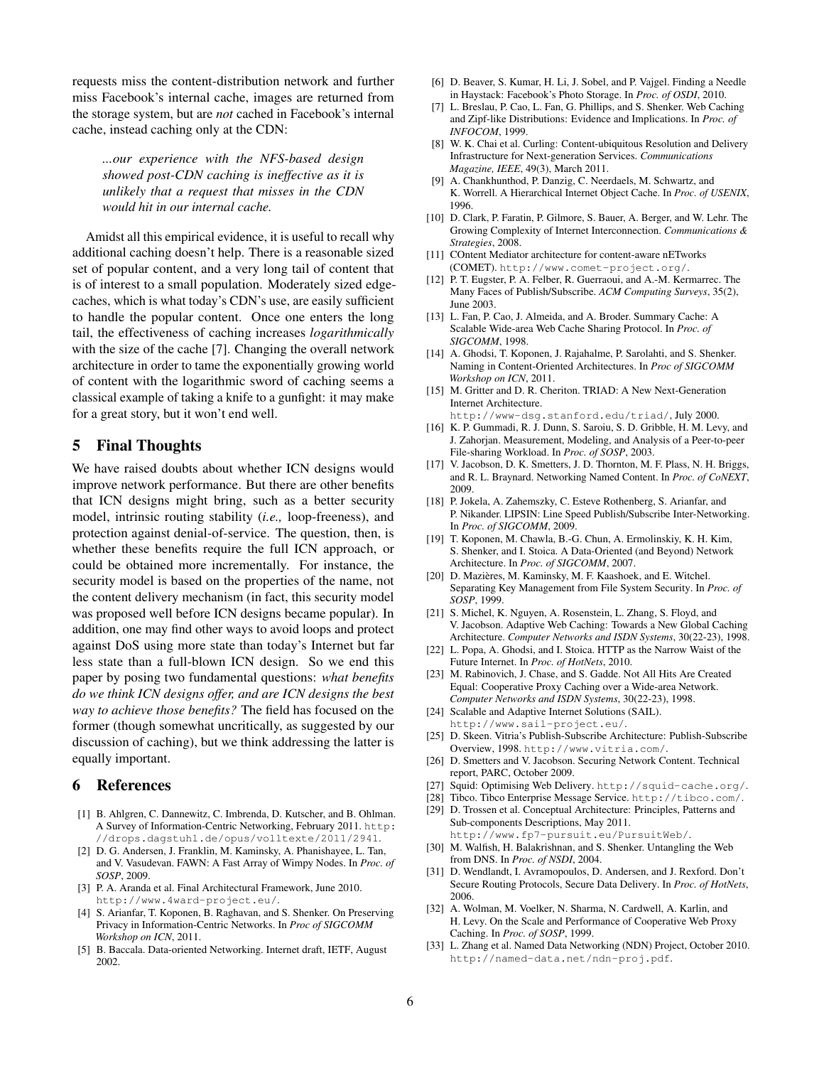requests miss the content-distribution network and further miss Facebook's internal cache, images are returned from the storage system, but are *not* cached in Facebook's internal cache, instead caching only at the CDN:

> *...our experience with the NFS-based design showed post-CDN caching is ineffective as it is unlikely that a request that misses in the CDN would hit in our internal cache.*

Amidst all this empirical evidence, it is useful to recall why additional caching doesn't help. There is a reasonable sized set of popular content, and a very long tail of content that is of interest to a small population. Moderately sized edge-caches, which is what today's CDN's use, are easily sufficient to handle the popular content. Once one enters the long tail, the effectiveness of caching increases *logarithmically* with the size of the cache [7]. Changing the overall network architecture in order to tame the exponentially growing world of content with the logarithmic sword of caching seems a classical example of taking a knife to a gunfight: it may make for a great story, but it won't end well.

## 5 Final Thoughts

We have raised doubts about whether ICN designs would improve network performance. But there are other benefits that ICN designs might bring, such as a better security model, intrinsic routing stability (*i.e.,* loop-freeness), and protection against denial-of-service. The question, then, is whether these benefits require the full ICN approach, or could be obtained more incrementally. For instance, the security model is based on the properties of the name, not the content delivery mechanism (in fact, this security model was proposed well before ICN designs became popular). In addition, one may find other ways to avoid loops and protect against DoS using more state than today's Internet but far less state than a full-blown ICN design. So we end this paper by posing two fundamental questions: *what benefits do we think ICN designs offer, and are ICN designs the best way to achieve those benefits?* The field has focused on the former (though somewhat uncritically, as suggested by our discussion of caching), but we think addressing the latter is equally important.

## 6 References

[1] B. Ahlgren, C. Dannewitz, C. Imbrenda, D. Kutscher, and B. Ohlman. A Survey of Information-Centric Networking, February 2011. http://drops.dagstuhl.de/opus/volltexte/2011/2941.

[2] D. G. Andersen, J. Franklin, M. Kaminsky, A. Phanishayee, L. Tan, and V. Vasudevan. FAWN: A Fast Array of Wimpy Nodes. In *Proc. of SOSP*, 2009.

[3] P. A. Aranda et al. Final Architectural Framework, June 2010. http://www.4ward-project.eu/.

[4] S. Arianfar, T. Koponen, B. Raghavan, and S. Shenker. On Preserving Privacy in Information-Centric Networks. In *Proc of SIGCOMM Workshop on ICN*, 2011.

[5] B. Baccala. Data-oriented Networking. Internet draft, IETF, August 2002.

[6] D. Beaver, S. Kumar, H. Li, J. Sobel, and P. Vajgel. Finding a Needle in Haystack: Facebook's Photo Storage. In *Proc. of OSDI*, 2010.

[7] L. Breslau, P. Cao, L. Fan, G. Phillips, and S. Shenker. Web Caching and Zipf-like Distributions: Evidence and Implications. In *Proc. of INFOCOM*, 1999.

[8] W. K. Chai et al. Curling: Content-ubiquitous Resolution and Delivery Infrastructure for Next-generation Services. *Communications Magazine, IEEE*, 49(3), March 2011.

[9] A. Chankhunthod, P. Danzig, C. Neerdaels, M. Schwartz, and K. Worrell. A Hierarchical Internet Object Cache. In *Proc. of USENIX*, 1996.

[10] D. Clark, P. Faratin, P. Gilmore, S. Bauer, A. Berger, and W. Lehr. The Growing Complexity of Internet Interconnection. *Communications & Strategies*, 2008.

[11] COntent Mediator architecture for content-aware nETworks (COMET). http://www.comet-project.org/.

[12] P. T. Eugster, P. A. Felber, R. Guerraoui, and A.-M. Kermarrec. The Many Faces of Publish/Subscribe. *ACM Computing Surveys*, 35(2), June 2003.

[13] L. Fan, P. Cao, J. Almeida, and A. Broder. Summary Cache: A Scalable Wide-area Web Cache Sharing Protocol. In *Proc. of SIGCOMM*, 1998.

[14] A. Ghodsi, T. Koponen, J. Rajahalme, P. Sarolahti, and S. Shenker. Naming in Content-Oriented Architectures. In *Proc of SIGCOMM Workshop on ICN*, 2011.

[15] M. Gritter and D. R. Cheriton. TRIAD: A New Next-Generation Internet Architecture. http://www-dsg.stanford.edu/triad/, July 2000.

[16] K. P. Gummadi, R. J. Dunn, S. Saroiu, S. D. Gribble, H. M. Levy, and J. Zahorjan. Measurement, Modeling, and Analysis of a Peer-to-peer File-sharing Workload. In *Proc. of SOSP*, 2003.

[17] V. Jacobson, D. K. Smetters, J. D. Thornton, M. F. Plass, N. H. Briggs, and R. L. Braynard. Networking Named Content. In *Proc. of CoNEXT*, 2009.

[18] P. Jokela, A. Zahemszky, C. Esteve Rothenberg, S. Arianfar, and P. Nikander. LIPSIN: Line Speed Publish/Subscribe Inter-Networking. In *Proc. of SIGCOMM*, 2009.

[19] T. Koponen, M. Chawla, B.-G. Chun, A. Ermolinskiy, K. H. Kim, S. Shenker, and I. Stoica. A Data-Oriented (and Beyond) Network Architecture. In *Proc. of SIGCOMM*, 2007.

[20] D. Mazières, M. Kaminsky, M. F. Kaashoek, and E. Witchel. Separating Key Management from File System Security. In *Proc. of SOSP*, 1999.

[21] S. Michel, K. Nguyen, A. Rosenstein, L. Zhang, S. Floyd, and V. Jacobson. Adaptive Web Caching: Towards a New Global Caching Architecture. *Computer Networks and ISDN Systems*, 30(22-23), 1998.

[22] L. Popa, A. Ghodsi, and I. Stoica. HTTP as the Narrow Waist of the Future Internet. In *Proc. of HotNets*, 2010.

[23] M. Rabinovich, J. Chase, and S. Gadde. Not All Hits Are Created Equal: Cooperative Proxy Caching over a Wide-area Network. *Computer Networks and ISDN Systems*, 30(22-23), 1998.

[24] Scalable and Adaptive Internet Solutions (SAIL). http://www.sail-project.eu/.

[25] D. Skeen. Vitria's Publish-Subscribe Architecture: Publish-Subscribe Overview, 1998. http://www.vitria.com/.

[26] D. Smetters and V. Jacobson. Securing Network Content. Technical report, PARC, October 2009.

[27] Squid: Optimising Web Delivery. http://squid-cache.org/.

[28] Tibco. Tibco Enterprise Message Service. http://tibco.com/.

[29] D. Trossen et al. Conceptual Architecture: Principles, Patterns and Sub-components Descriptions, May 2011. http://www.fp7-pursuit.eu/PursuitWeb/.

[30] M. Walfish, H. Balakrishnan, and S. Shenker. Untangling the Web from DNS. In *Proc. of NSDI*, 2004.

[31] D. Wendlandt, I. Avramopoulos, D. Andersen, and J. Rexford. Don't Secure Routing Protocols, Secure Data Delivery. In *Proc. of HotNets*, 2006.

[32] A. Wolman, M. Voelker, N. Sharma, N. Cardwell, A. Karlin, and H. Levy. On the Scale and Performance of Cooperative Web Proxy Caching. In *Proc. of SOSP*, 1999.

[33] L. Zhang et al. Named Data Networking (NDN) Project, October 2010. http://named-data.net/ndn-proj.pdf.